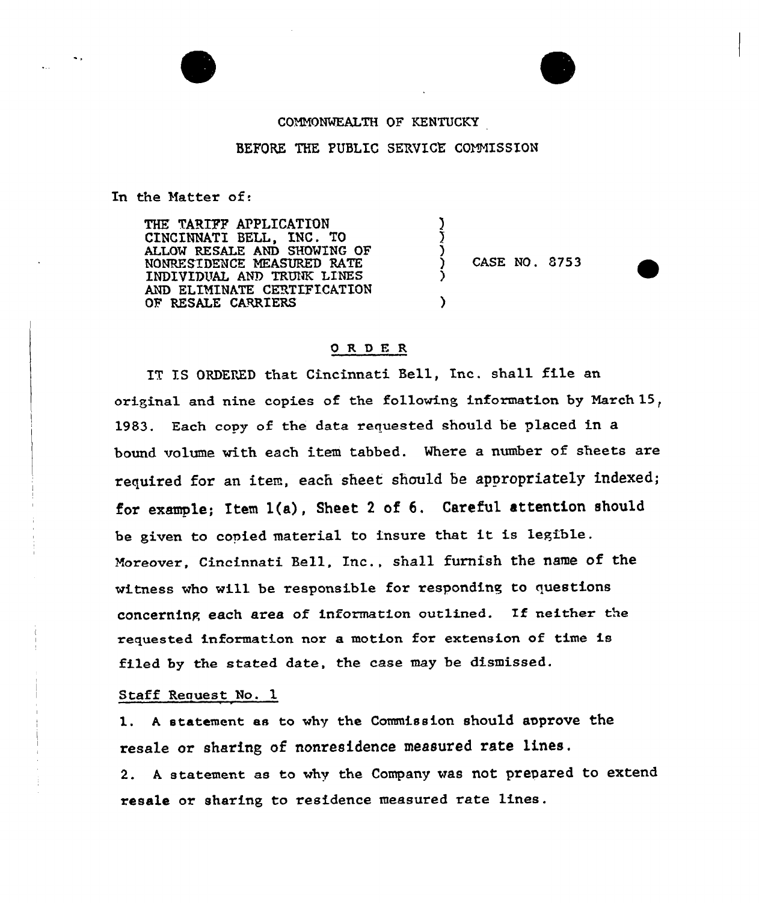COMMONWEALTH OF KENTUCKY

BEFORE THE PUBLIC SERVICE COMMISSION

In the Matter of:

THE TARIFF APPLICATION CINCINNATI BELL, INC. TO ALLOW RESALE AND SHOWING OF NONRESIDENCE MEASURED RATE INDIVIDUAL AND TRUNK LINES AND ELIMINATE CERTIFICATION OF RESALE CARRIERS ) CASE NO. 8753

## O R D E R

IT IS ORDERED that Cincinnati Bell, Inc. shall file an original and nine copies of the following information by March 15, 1983. Each copy of the data requested should be placed in a bound volume with each item tabbed. Where a number of sheets are required for an item, each sheet should be appropriately indexed; for example; Item 1(a), Sheet 2 of 6. Careful attention should be given to copied material to insure that it is legible. Moreover, Cincinnati Bell, Inc., shall furnish the name of the witness who will be responsible for responding to questions concerning each area of information outlined. If neither the requested information nor a motion for extension of time is filed by the stated date, the case may be dismissed.

Staff Request No. 1

1. A statement as to why the Commission should approve the resale or sharing of nonresidence measured rate lines.
2. A statement as to why the Company was not prepared to extend resale or sharing to residence measured rate lines.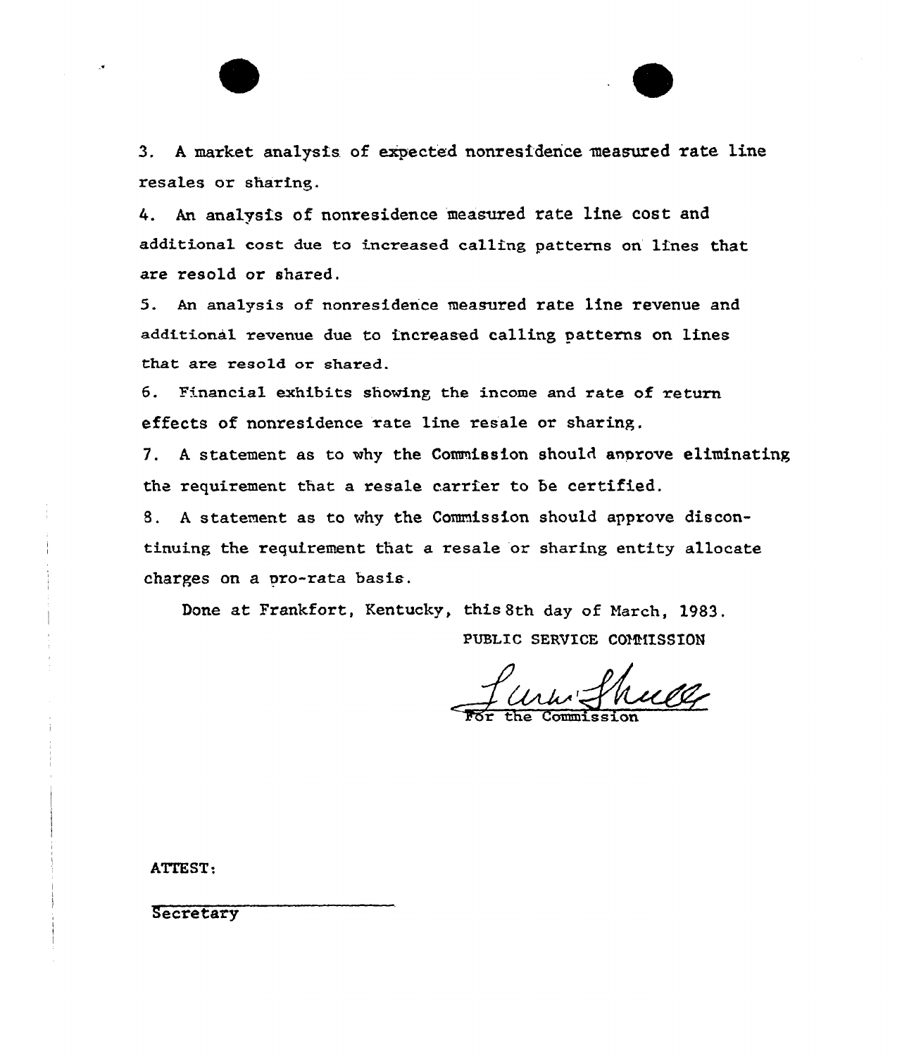3. A market analysis of expected nonresidence measured rate line resales or sharing.

4. An analysis of nonresidence measured rate line cost and additional cost due to increased calling patterns on lines that are resold or shared.

5. An analysis of nonresidence measured rate line revenue and additional revenue due to increased calling patterns on lines that are resold or shared.

6. Financial exhibits showing the income and rate of return effects of nonresidence rate line resale or sharing.

7. A statement as to why the Commission should approve eliminating the requirement that a resale carrier to be certified.

8. A statement as to why the Commission should approve discontinuing the requirement that a resale or sharing entity allocate charges on a pro-rata basis.

Done at Frankfort, Kentucky, this 8th day of March, 1983.

PUBLIC SERVICE COMMISSION

For the Commission

ATTEST:

Secretary